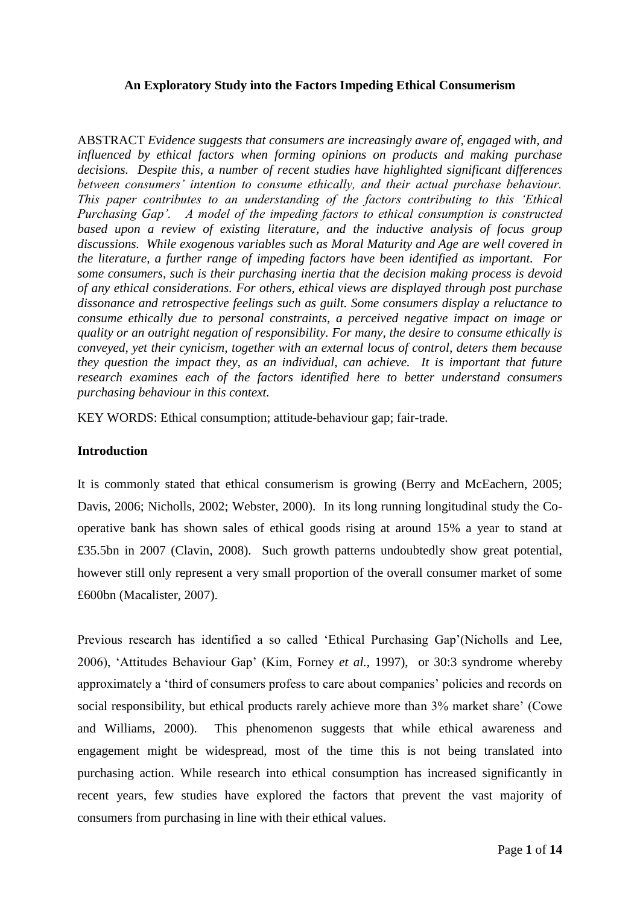**An Exploratory Study into the Factors Impeding Ethical Consumerism**

ABSTRACT *Evidence suggests that consumers are increasingly aware of, engaged with, and influenced by ethical factors when forming opinions on products and making purchase decisions. Despite this, a number of recent studies have highlighted significant differences between consumers' intention to consume ethically, and their actual purchase behaviour. This paper contributes to an understanding of the factors contributing to this 'Ethical Purchasing Gap'. A model of the impeding factors to ethical consumption is constructed based upon a review of existing literature, and the inductive analysis of focus group discussions. While exogenous variables such as Moral Maturity and Age are well covered in the literature, a further range of impeding factors have been identified as important. For some consumers, such is their purchasing inertia that the decision making process is devoid of any ethical considerations. For others, ethical views are displayed through post purchase dissonance and retrospective feelings such as guilt. Some consumers display a reluctance to consume ethically due to personal constraints, a perceived negative impact on image or quality or an outright negation of responsibility. For many, the desire to consume ethically is conveyed, yet their cynicism, together with an external locus of control, deters them because they question the impact they, as an individual, can achieve. It is important that future research examines each of the factors identified here to better understand consumers purchasing behaviour in this context.*

KEY WORDS: Ethical consumption; attitude-behaviour gap; fair-trade.

## Introduction

It is commonly stated that ethical consumerism is growing (Berry and McEachern, 2005; Davis, 2006; Nicholls, 2002; Webster, 2000). In its long running longitudinal study the Co-operative bank has shown sales of ethical goods rising at around 15% a year to stand at £35.5bn in 2007 (Clavin, 2008). Such growth patterns undoubtedly show great potential, however still only represent a very small proportion of the overall consumer market of some £600bn (Macalister, 2007).

Previous research has identified a so called 'Ethical Purchasing Gap'(Nicholls and Lee, 2006), 'Attitudes Behaviour Gap' (Kim, Forney *et al.*, 1997), or 30:3 syndrome whereby approximately a 'third of consumers profess to care about companies' policies and records on social responsibility, but ethical products rarely achieve more than 3% market share' (Cowe and Williams, 2000). This phenomenon suggests that while ethical awareness and engagement might be widespread, most of the time this is not being translated into purchasing action. While research into ethical consumption has increased significantly in recent years, few studies have explored the factors that prevent the vast majority of consumers from purchasing in line with their ethical values.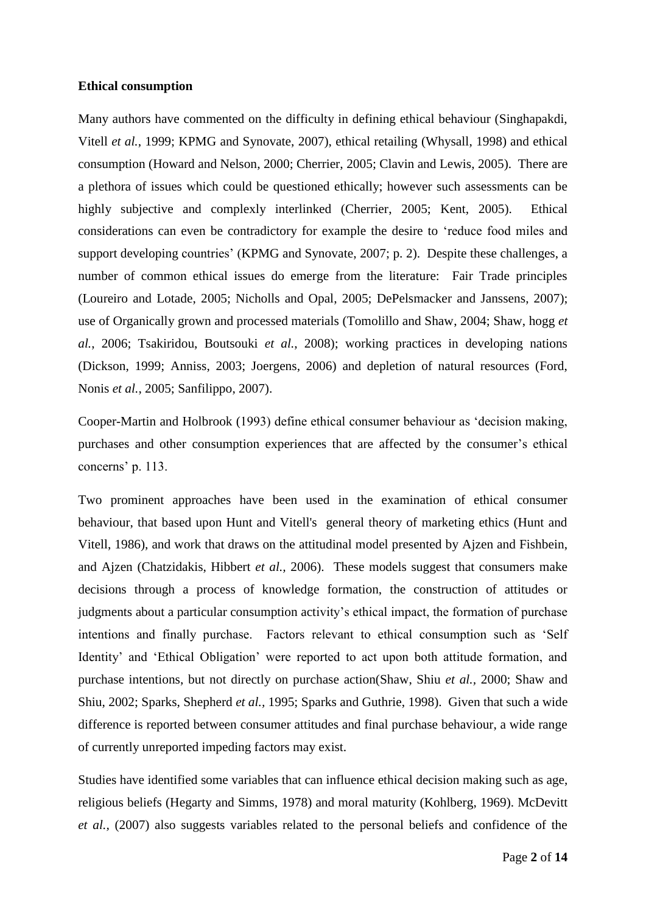**Ethical consumption**

Many authors have commented on the difficulty in defining ethical behaviour (Singhapakdi, Vitell *et al.*, 1999; KPMG and Synovate, 2007), ethical retailing (Whysall, 1998) and ethical consumption (Howard and Nelson, 2000; Cherrier, 2005; Clavin and Lewis, 2005). There are a plethora of issues which could be questioned ethically; however such assessments can be highly subjective and complexly interlinked (Cherrier, 2005; Kent, 2005). Ethical considerations can even be contradictory for example the desire to 'reduce food miles and support developing countries' (KPMG and Synovate, 2007; p. 2). Despite these challenges, a number of common ethical issues do emerge from the literature: Fair Trade principles (Loureiro and Lotade, 2005; Nicholls and Opal, 2005; DePelsmacker and Janssens, 2007); use of Organically grown and processed materials (Tomolillo and Shaw, 2004; Shaw, hogg *et al.*, 2006; Tsakiridou, Boutsouki *et al.*, 2008); working practices in developing nations (Dickson, 1999; Anniss, 2003; Joergens, 2006) and depletion of natural resources (Ford, Nonis *et al.*, 2005; Sanfilippo, 2007).

Cooper-Martin and Holbrook (1993) define ethical consumer behaviour as 'decision making, purchases and other consumption experiences that are affected by the consumer's ethical concerns' p. 113.

Two prominent approaches have been used in the examination of ethical consumer behaviour, that based upon Hunt and Vitell's general theory of marketing ethics (Hunt and Vitell, 1986), and work that draws on the attitudinal model presented by Ajzen and Fishbein, and Ajzen (Chatzidakis, Hibbert *et al.*, 2006). These models suggest that consumers make decisions through a process of knowledge formation, the construction of attitudes or judgments about a particular consumption activity's ethical impact, the formation of purchase intentions and finally purchase. Factors relevant to ethical consumption such as 'Self Identity' and 'Ethical Obligation' were reported to act upon both attitude formation, and purchase intentions, but not directly on purchase action(Shaw, Shiu *et al.*, 2000; Shaw and Shiu, 2002; Sparks, Shepherd *et al.*, 1995; Sparks and Guthrie, 1998). Given that such a wide difference is reported between consumer attitudes and final purchase behaviour, a wide range of currently unreported impeding factors may exist.

Studies have identified some variables that can influence ethical decision making such as age, religious beliefs (Hegarty and Simms, 1978) and moral maturity (Kohlberg, 1969). McDevitt *et al.,* (2007) also suggests variables related to the personal beliefs and confidence of the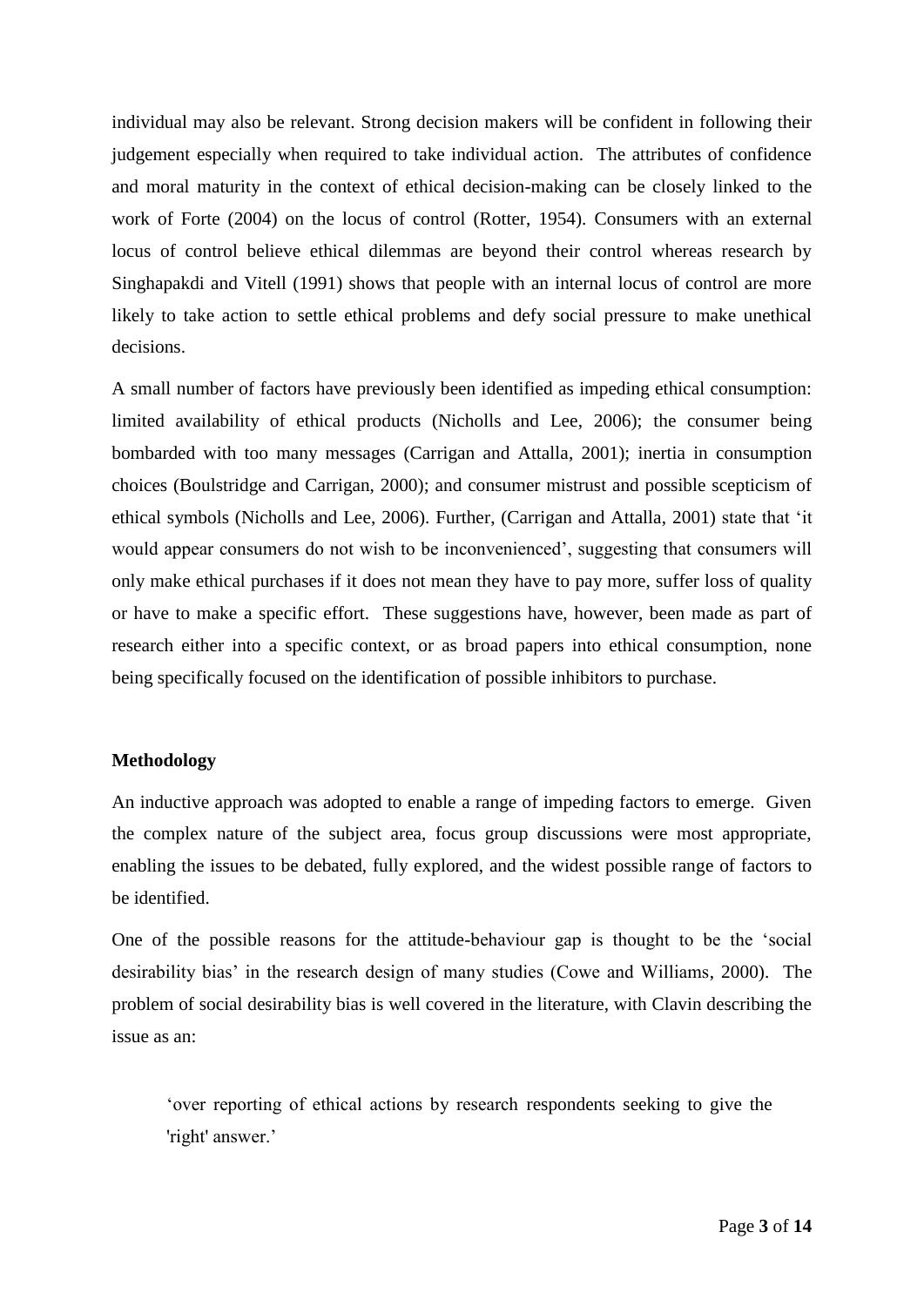individual may also be relevant. Strong decision makers will be confident in following their judgement especially when required to take individual action. The attributes of confidence and moral maturity in the context of ethical decision-making can be closely linked to the work of Forte (2004) on the locus of control (Rotter, 1954). Consumers with an external locus of control believe ethical dilemmas are beyond their control whereas research by Singhapakdi and Vitell (1991) shows that people with an internal locus of control are more likely to take action to settle ethical problems and defy social pressure to make unethical decisions.

A small number of factors have previously been identified as impeding ethical consumption: limited availability of ethical products (Nicholls and Lee, 2006); the consumer being bombarded with too many messages (Carrigan and Attalla, 2001); inertia in consumption choices (Boulstridge and Carrigan, 2000); and consumer mistrust and possible scepticism of ethical symbols (Nicholls and Lee, 2006). Further, (Carrigan and Attalla, 2001) state that 'it would appear consumers do not wish to be inconvenienced', suggesting that consumers will only make ethical purchases if it does not mean they have to pay more, suffer loss of quality or have to make a specific effort. These suggestions have, however, been made as part of research either into a specific context, or as broad papers into ethical consumption, none being specifically focused on the identification of possible inhibitors to purchase.

**Methodology**

An inductive approach was adopted to enable a range of impeding factors to emerge. Given the complex nature of the subject area, focus group discussions were most appropriate, enabling the issues to be debated, fully explored, and the widest possible range of factors to be identified.

One of the possible reasons for the attitude-behaviour gap is thought to be the 'social desirability bias' in the research design of many studies (Cowe and Williams, 2000). The problem of social desirability bias is well covered in the literature, with Clavin describing the issue as an:

> 'over reporting of ethical actions by research respondents seeking to give the 'right' answer.'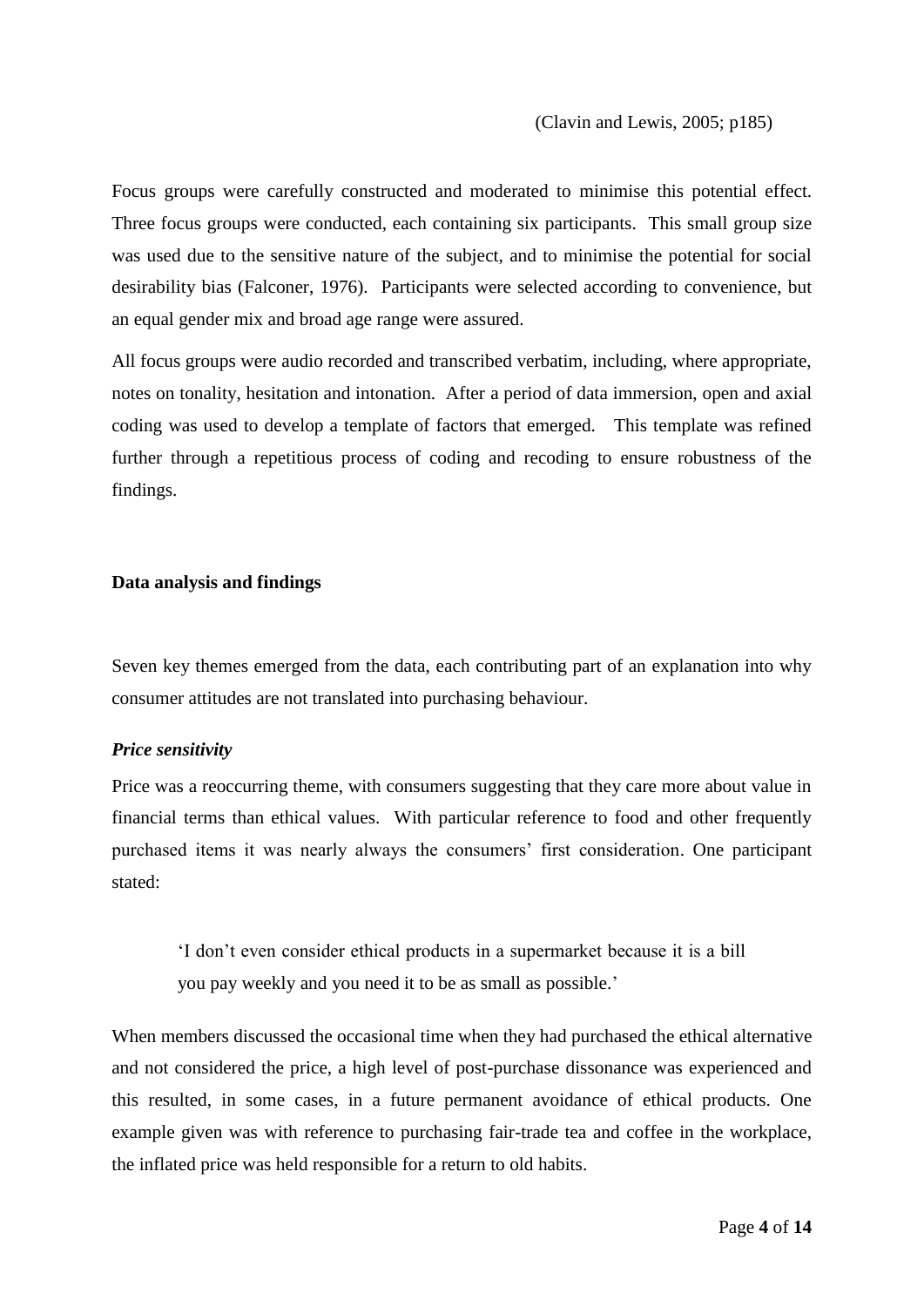(Clavin and Lewis, 2005; p185)

Focus groups were carefully constructed and moderated to minimise this potential effect. Three focus groups were conducted, each containing six participants. This small group size was used due to the sensitive nature of the subject, and to minimise the potential for social desirability bias (Falconer, 1976). Participants were selected according to convenience, but an equal gender mix and broad age range were assured.

All focus groups were audio recorded and transcribed verbatim, including, where appropriate, notes on tonality, hesitation and intonation. After a period of data immersion, open and axial coding was used to develop a template of factors that emerged. This template was refined further through a repetitious process of coding and recoding to ensure robustness of the findings.

**Data analysis and findings**

Seven key themes emerged from the data, each contributing part of an explanation into why consumer attitudes are not translated into purchasing behaviour.

***Price sensitivity***

Price was a reoccurring theme, with consumers suggesting that they care more about value in financial terms than ethical values. With particular reference to food and other frequently purchased items it was nearly always the consumers' first consideration. One participant stated:

> 'I don't even consider ethical products in a supermarket because it is a bill you pay weekly and you need it to be as small as possible.'

When members discussed the occasional time when they had purchased the ethical alternative and not considered the price, a high level of post-purchase dissonance was experienced and this resulted, in some cases, in a future permanent avoidance of ethical products. One example given was with reference to purchasing fair-trade tea and coffee in the workplace, the inflated price was held responsible for a return to old habits.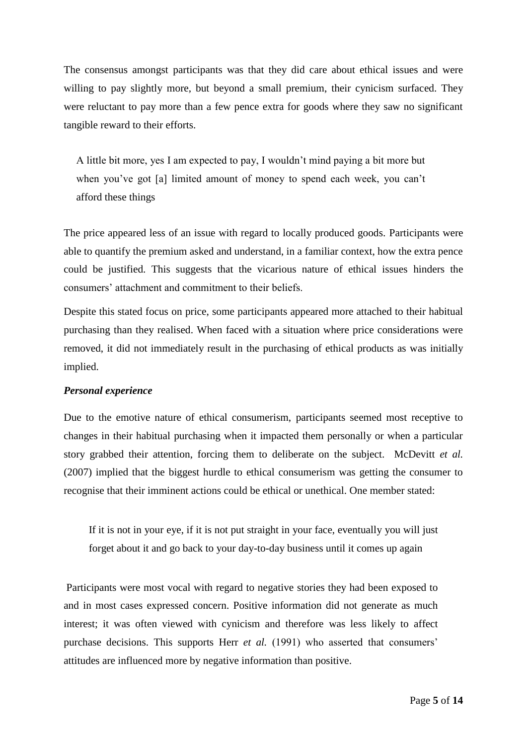The consensus amongst participants was that they did care about ethical issues and were willing to pay slightly more, but beyond a small premium, their cynicism surfaced. They were reluctant to pay more than a few pence extra for goods where they saw no significant tangible reward to their efforts.

> A little bit more, yes I am expected to pay, I wouldn't mind paying a bit more but when you've got [a] limited amount of money to spend each week, you can't afford these things

The price appeared less of an issue with regard to locally produced goods. Participants were able to quantify the premium asked and understand, in a familiar context, how the extra pence could be justified. This suggests that the vicarious nature of ethical issues hinders the consumers' attachment and commitment to their beliefs.

Despite this stated focus on price, some participants appeared more attached to their habitual purchasing than they realised. When faced with a situation where price considerations were removed, it did not immediately result in the purchasing of ethical products as was initially implied.

***Personal experience***

Due to the emotive nature of ethical consumerism, participants seemed most receptive to changes in their habitual purchasing when it impacted them personally or when a particular story grabbed their attention, forcing them to deliberate on the subject. McDevitt *et al.* (2007) implied that the biggest hurdle to ethical consumerism was getting the consumer to recognise that their imminent actions could be ethical or unethical. One member stated:

> If it is not in your eye, if it is not put straight in your face, eventually you will just forget about it and go back to your day-to-day business until it comes up again

Participants were most vocal with regard to negative stories they had been exposed to and in most cases expressed concern. Positive information did not generate as much interest; it was often viewed with cynicism and therefore was less likely to affect purchase decisions. This supports Herr *et al.* (1991) who asserted that consumers' attitudes are influenced more by negative information than positive.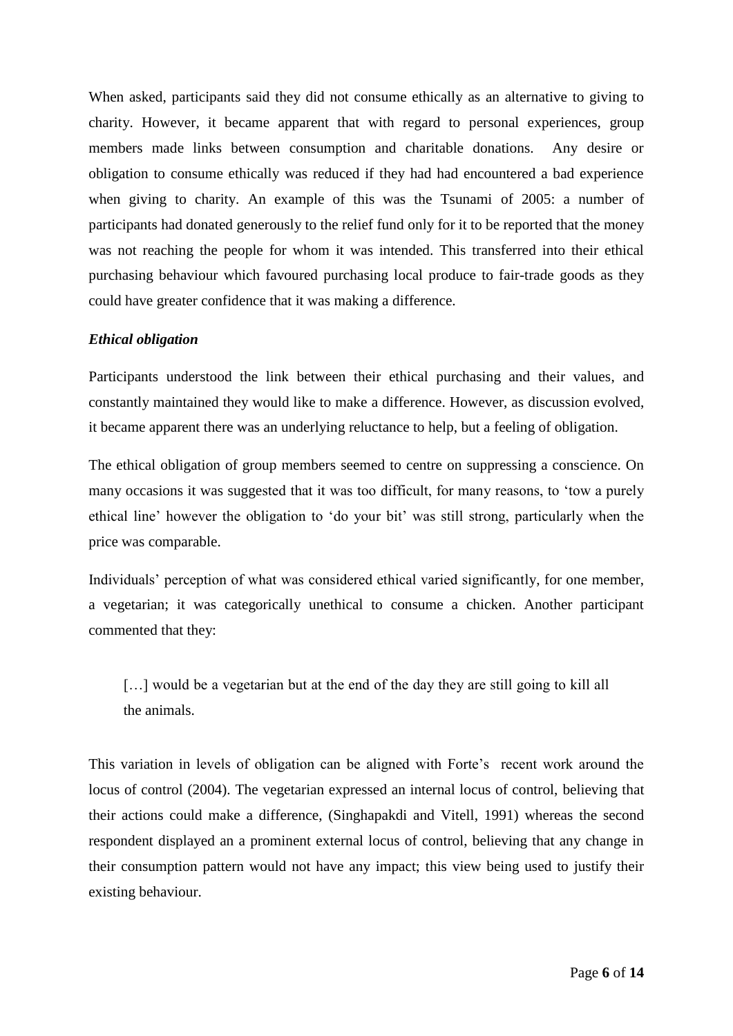When asked, participants said they did not consume ethically as an alternative to giving to charity. However, it became apparent that with regard to personal experiences, group members made links between consumption and charitable donations. Any desire or obligation to consume ethically was reduced if they had had encountered a bad experience when giving to charity. An example of this was the Tsunami of 2005: a number of participants had donated generously to the relief fund only for it to be reported that the money was not reaching the people for whom it was intended. This transferred into their ethical purchasing behaviour which favoured purchasing local produce to fair-trade goods as they could have greater confidence that it was making a difference.

### *Ethical obligation*

Participants understood the link between their ethical purchasing and their values, and constantly maintained they would like to make a difference. However, as discussion evolved, it became apparent there was an underlying reluctance to help, but a feeling of obligation.

The ethical obligation of group members seemed to centre on suppressing a conscience. On many occasions it was suggested that it was too difficult, for many reasons, to 'tow a purely ethical line' however the obligation to 'do your bit' was still strong, particularly when the price was comparable.

Individuals' perception of what was considered ethical varied significantly, for one member, a vegetarian; it was categorically unethical to consume a chicken. Another participant commented that they:

> […] would be a vegetarian but at the end of the day they are still going to kill all the animals.

This variation in levels of obligation can be aligned with Forte's recent work around the locus of control (2004). The vegetarian expressed an internal locus of control, believing that their actions could make a difference, (Singhapakdi and Vitell, 1991) whereas the second respondent displayed an a prominent external locus of control, believing that any change in their consumption pattern would not have any impact; this view being used to justify their existing behaviour.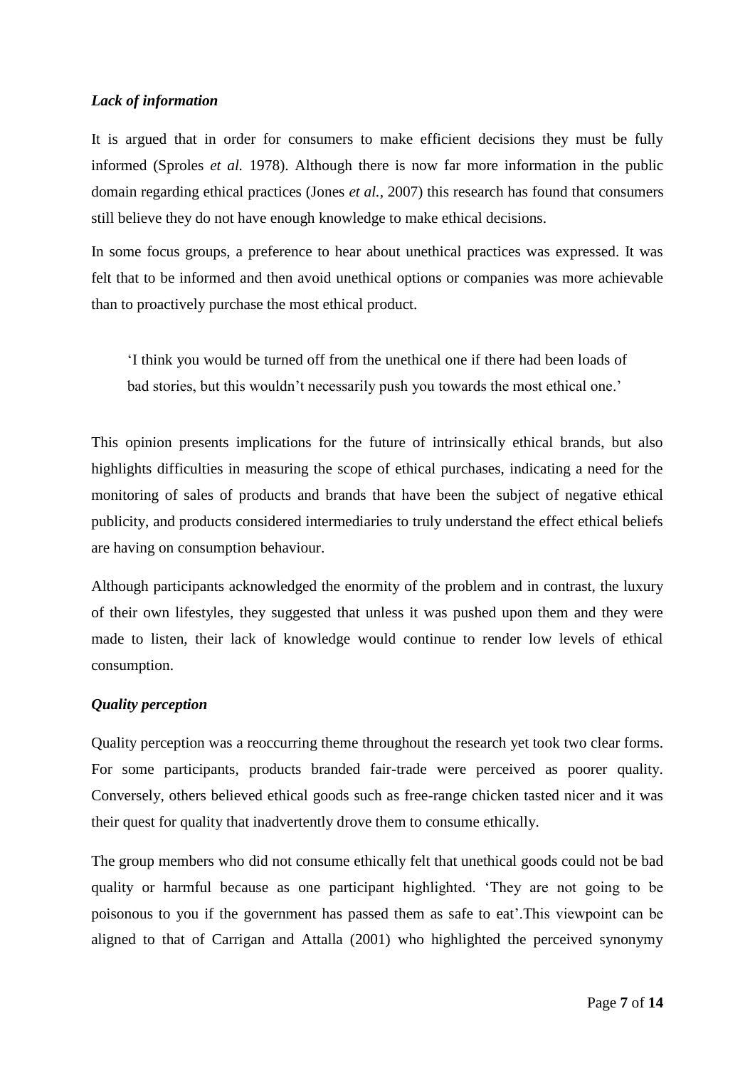### *Lack of information*

It is argued that in order for consumers to make efficient decisions they must be fully informed (Sproles *et al.* 1978). Although there is now far more information in the public domain regarding ethical practices (Jones *et al.*, 2007) this research has found that consumers still believe they do not have enough knowledge to make ethical decisions.

In some focus groups, a preference to hear about unethical practices was expressed. It was felt that to be informed and then avoid unethical options or companies was more achievable than to proactively purchase the most ethical product.

> 'I think you would be turned off from the unethical one if there had been loads of bad stories, but this wouldn't necessarily push you towards the most ethical one.'

This opinion presents implications for the future of intrinsically ethical brands, but also highlights difficulties in measuring the scope of ethical purchases, indicating a need for the monitoring of sales of products and brands that have been the subject of negative ethical publicity, and products considered intermediaries to truly understand the effect ethical beliefs are having on consumption behaviour.

Although participants acknowledged the enormity of the problem and in contrast, the luxury of their own lifestyles, they suggested that unless it was pushed upon them and they were made to listen, their lack of knowledge would continue to render low levels of ethical consumption.

### *Quality perception*

Quality perception was a reoccurring theme throughout the research yet took two clear forms. For some participants, products branded fair-trade were perceived as poorer quality. Conversely, others believed ethical goods such as free-range chicken tasted nicer and it was their quest for quality that inadvertently drove them to consume ethically.

The group members who did not consume ethically felt that unethical goods could not be bad quality or harmful because as one participant highlighted. 'They are not going to be poisonous to you if the government has passed them as safe to eat'.This viewpoint can be aligned to that of Carrigan and Attalla (2001) who highlighted the perceived synonymy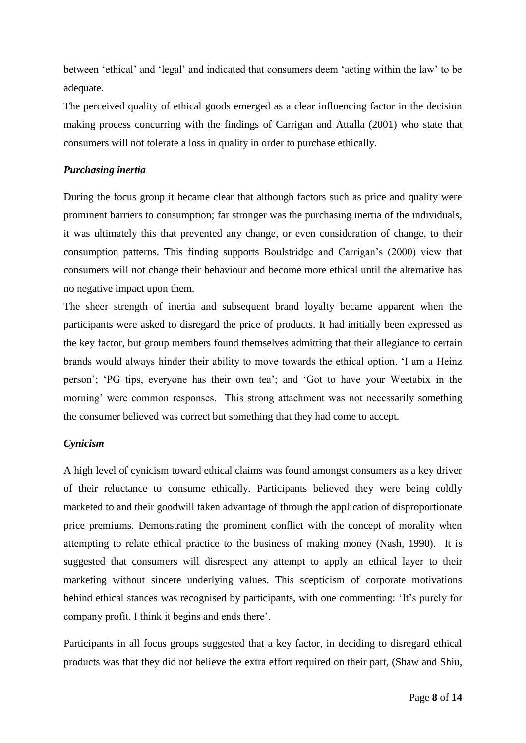between 'ethical' and 'legal' and indicated that consumers deem 'acting within the law' to be adequate.

The perceived quality of ethical goods emerged as a clear influencing factor in the decision making process concurring with the findings of Carrigan and Attalla (2001) who state that consumers will not tolerate a loss in quality in order to purchase ethically.

### *Purchasing inertia*

During the focus group it became clear that although factors such as price and quality were prominent barriers to consumption; far stronger was the purchasing inertia of the individuals, it was ultimately this that prevented any change, or even consideration of change, to their consumption patterns. This finding supports Boulstridge and Carrigan's (2000) view that consumers will not change their behaviour and become more ethical until the alternative has no negative impact upon them.

The sheer strength of inertia and subsequent brand loyalty became apparent when the participants were asked to disregard the price of products. It had initially been expressed as the key factor, but group members found themselves admitting that their allegiance to certain brands would always hinder their ability to move towards the ethical option. 'I am a Heinz person'; 'PG tips, everyone has their own tea'; and 'Got to have your Weetabix in the morning' were common responses. This strong attachment was not necessarily something the consumer believed was correct but something that they had come to accept.

### *Cynicism*

A high level of cynicism toward ethical claims was found amongst consumers as a key driver of their reluctance to consume ethically. Participants believed they were being coldly marketed to and their goodwill taken advantage of through the application of disproportionate price premiums. Demonstrating the prominent conflict with the concept of morality when attempting to relate ethical practice to the business of making money (Nash, 1990). It is suggested that consumers will disrespect any attempt to apply an ethical layer to their marketing without sincere underlying values. This scepticism of corporate motivations behind ethical stances was recognised by participants, with one commenting: 'It's purely for company profit. I think it begins and ends there'.

Participants in all focus groups suggested that a key factor, in deciding to disregard ethical products was that they did not believe the extra effort required on their part, (Shaw and Shiu,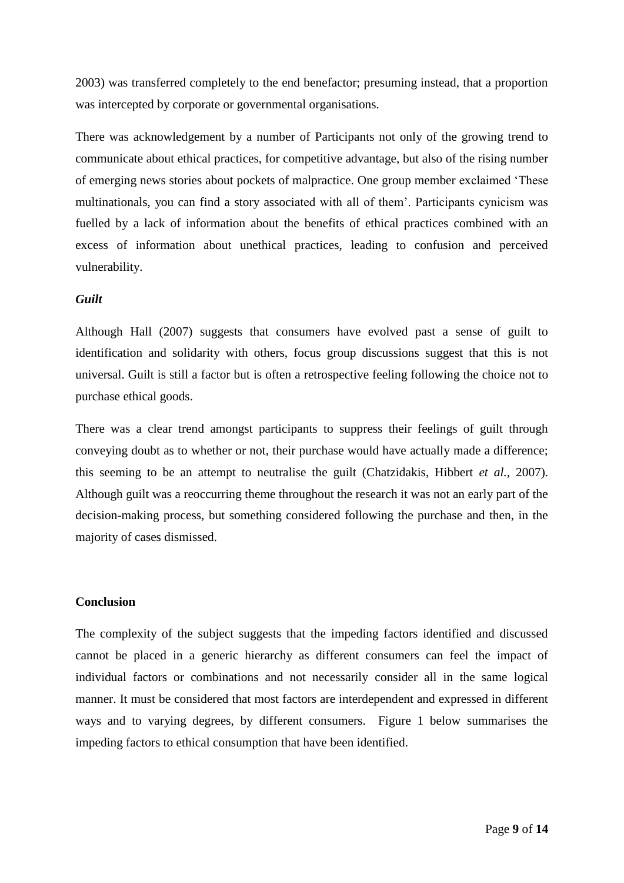2003) was transferred completely to the end benefactor; presuming instead, that a proportion was intercepted by corporate or governmental organisations.

There was acknowledgement by a number of Participants not only of the growing trend to communicate about ethical practices, for competitive advantage, but also of the rising number of emerging news stories about pockets of malpractice. One group member exclaimed 'These multinationals, you can find a story associated with all of them'. Participants cynicism was fuelled by a lack of information about the benefits of ethical practices combined with an excess of information about unethical practices, leading to confusion and perceived vulnerability.

***Guilt***

Although Hall (2007) suggests that consumers have evolved past a sense of guilt to identification and solidarity with others, focus group discussions suggest that this is not universal. Guilt is still a factor but is often a retrospective feeling following the choice not to purchase ethical goods.

There was a clear trend amongst participants to suppress their feelings of guilt through conveying doubt as to whether or not, their purchase would have actually made a difference; this seeming to be an attempt to neutralise the guilt (Chatzidakis, Hibbert *et al.*, 2007). Although guilt was a reoccurring theme throughout the research it was not an early part of the decision-making process, but something considered following the purchase and then, in the majority of cases dismissed.

**Conclusion**

The complexity of the subject suggests that the impeding factors identified and discussed cannot be placed in a generic hierarchy as different consumers can feel the impact of individual factors or combinations and not necessarily consider all in the same logical manner. It must be considered that most factors are interdependent and expressed in different ways and to varying degrees, by different consumers. Figure 1 below summarises the impeding factors to ethical consumption that have been identified.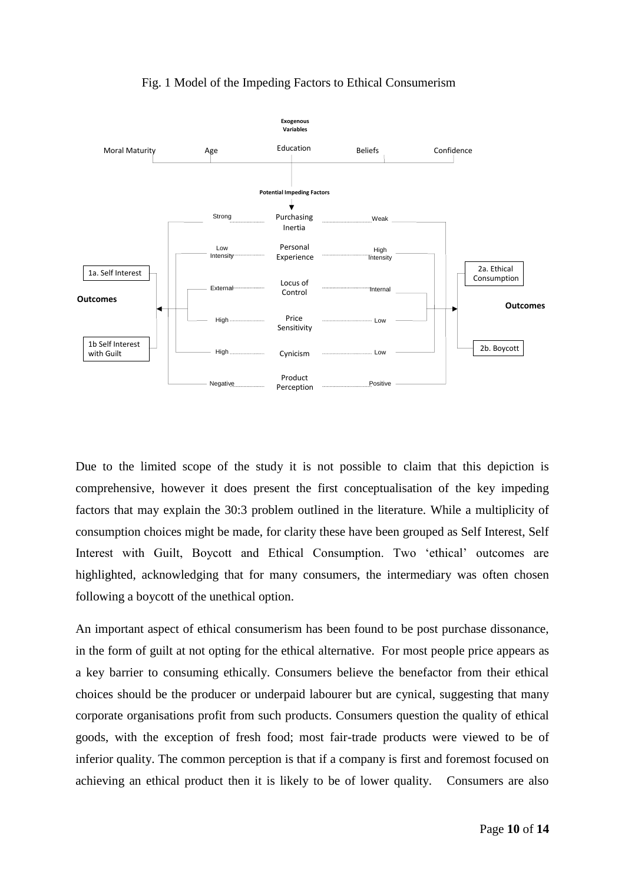Fig. 1 Model of the Impeding Factors to Ethical Consumerism

Due to the limited scope of the study it is not possible to claim that this depiction is comprehensive, however it does present the first conceptualisation of the key impeding factors that may explain the 30:3 problem outlined in the literature. While a multiplicity of consumption choices might be made, for clarity these have been grouped as Self Interest, Self Interest with Guilt, Boycott and Ethical Consumption. Two 'ethical' outcomes are highlighted, acknowledging that for many consumers, the intermediary was often chosen following a boycott of the unethical option.

An important aspect of ethical consumerism has been found to be post purchase dissonance, in the form of guilt at not opting for the ethical alternative. For most people price appears as a key barrier to consuming ethically. Consumers believe the benefactor from their ethical choices should be the producer or underpaid labourer but are cynical, suggesting that many corporate organisations profit from such products. Consumers question the quality of ethical goods, with the exception of fresh food; most fair-trade products were viewed to be of inferior quality. The common perception is that if a company is first and foremost focused on achieving an ethical product then it is likely to be of lower quality. Consumers are also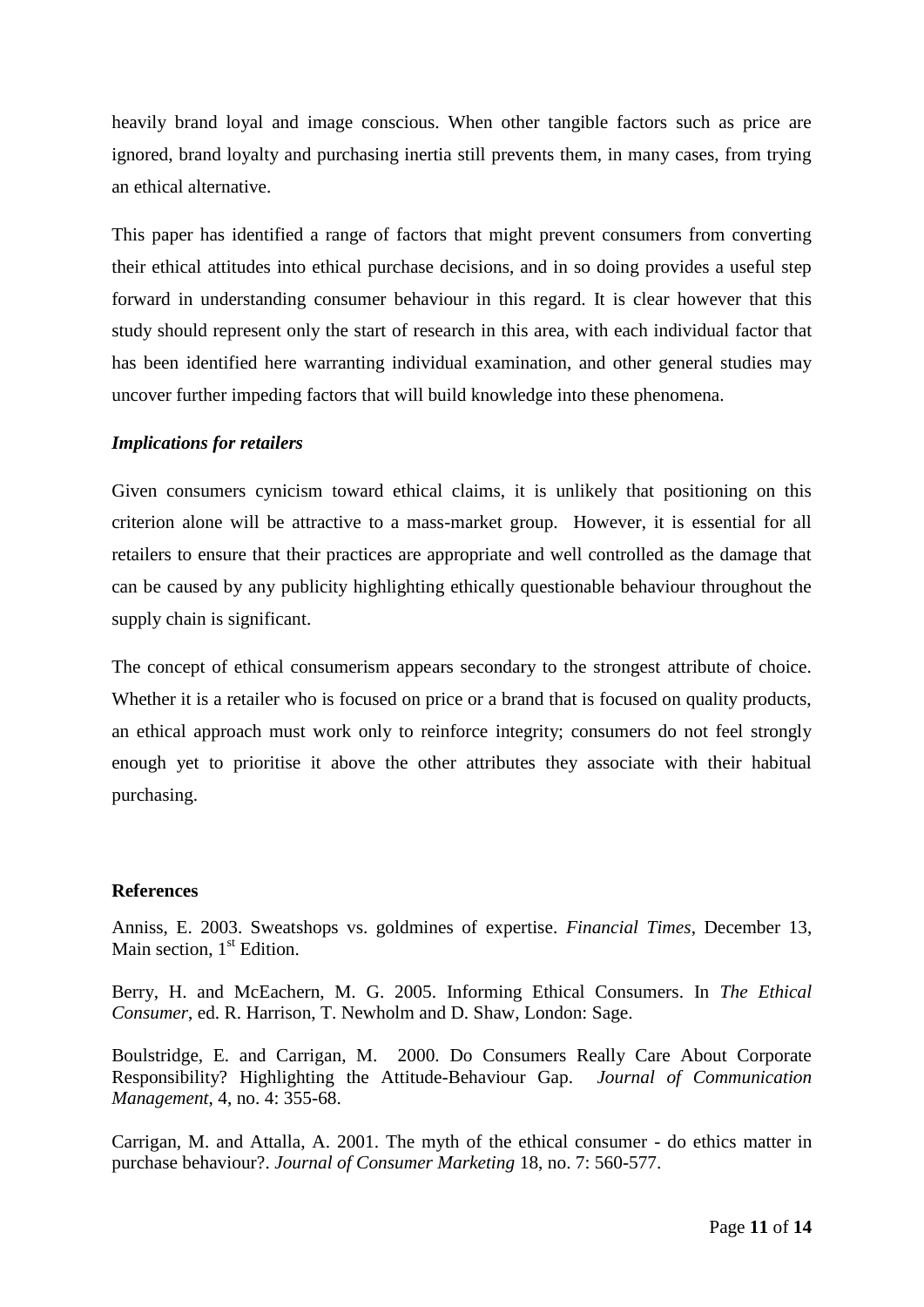heavily brand loyal and image conscious. When other tangible factors such as price are ignored, brand loyalty and purchasing inertia still prevents them, in many cases, from trying an ethical alternative.

This paper has identified a range of factors that might prevent consumers from converting their ethical attitudes into ethical purchase decisions, and in so doing provides a useful step forward in understanding consumer behaviour in this regard. It is clear however that this study should represent only the start of research in this area, with each individual factor that has been identified here warranting individual examination, and other general studies may uncover further impeding factors that will build knowledge into these phenomena.

### *Implications for retailers*

Given consumers cynicism toward ethical claims, it is unlikely that positioning on this criterion alone will be attractive to a mass-market group. However, it is essential for all retailers to ensure that their practices are appropriate and well controlled as the damage that can be caused by any publicity highlighting ethically questionable behaviour throughout the supply chain is significant.

The concept of ethical consumerism appears secondary to the strongest attribute of choice. Whether it is a retailer who is focused on price or a brand that is focused on quality products, an ethical approach must work only to reinforce integrity; consumers do not feel strongly enough yet to prioritise it above the other attributes they associate with their habitual purchasing.

## References

Anniss, E. 2003. Sweatshops vs. goldmines of expertise. *Financial Times*, December 13, Main section, 1st Edition.

Berry, H. and McEachern, M. G. 2005. Informing Ethical Consumers. In *The Ethical Consumer*, ed. R. Harrison, T. Newholm and D. Shaw, London: Sage.

Boulstridge, E. and Carrigan, M. 2000. Do Consumers Really Care About Corporate Responsibility? Highlighting the Attitude-Behaviour Gap. *Journal of Communication Management*, 4, no. 4: 355-68.

Carrigan, M. and Attalla, A. 2001. The myth of the ethical consumer - do ethics matter in purchase behaviour?. *Journal of Consumer Marketing* 18, no. 7: 560-577.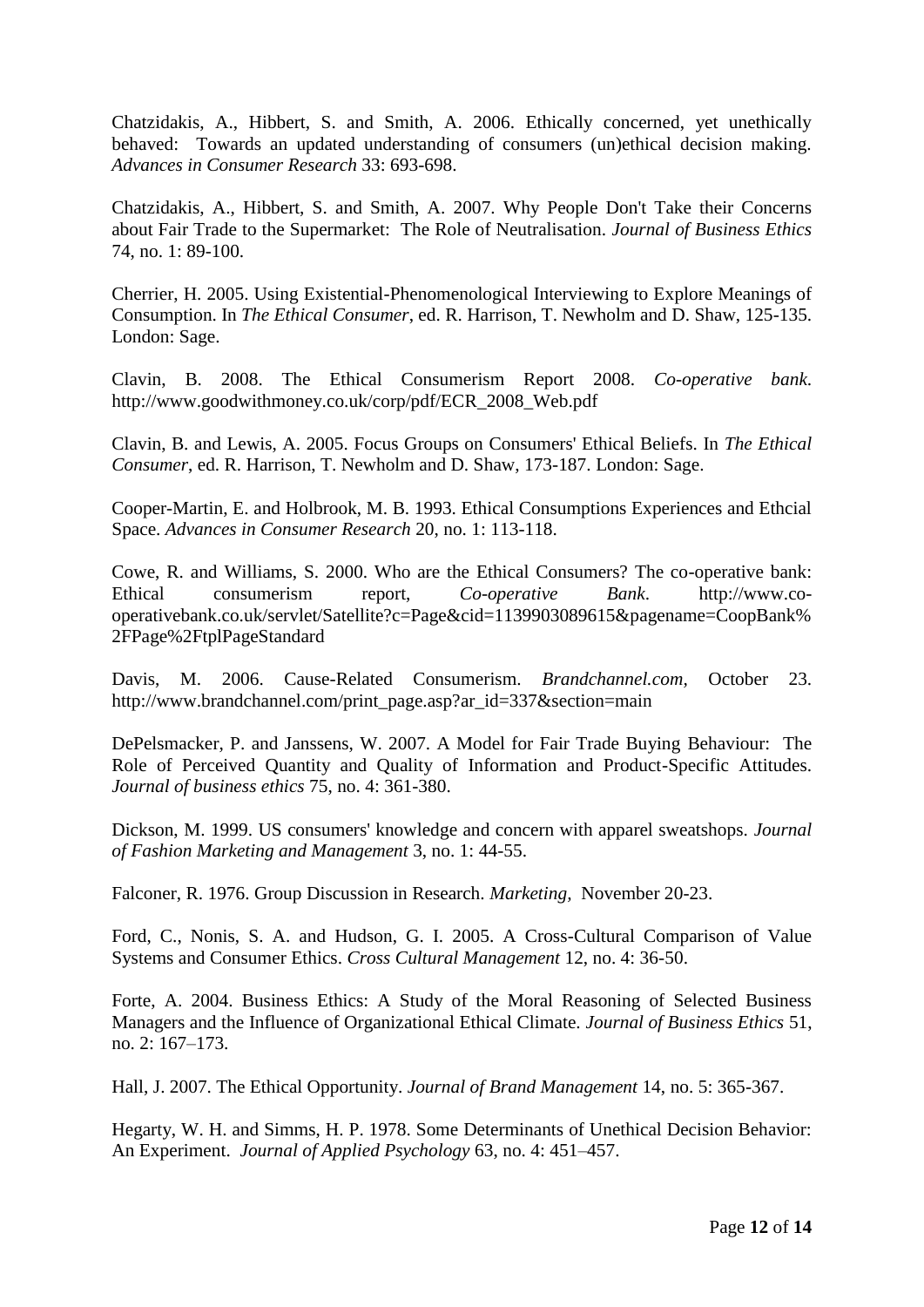Chatzidakis, A., Hibbert, S. and Smith, A. 2006. Ethically concerned, yet unethically behaved: Towards an updated understanding of consumers (un)ethical decision making. *Advances in Consumer Research* 33: 693-698.

Chatzidakis, A., Hibbert, S. and Smith, A. 2007. Why People Don't Take their Concerns about Fair Trade to the Supermarket: The Role of Neutralisation. *Journal of Business Ethics* 74, no. 1: 89-100.

Cherrier, H. 2005. Using Existential-Phenomenological Interviewing to Explore Meanings of Consumption. In *The Ethical Consumer*, ed. R. Harrison, T. Newholm and D. Shaw, 125-135. London: Sage.

Clavin, B. 2008. The Ethical Consumerism Report 2008. *Co-operative bank*. http://www.goodwithmoney.co.uk/corp/pdf/ECR_2008_Web.pdf

Clavin, B. and Lewis, A. 2005. Focus Groups on Consumers' Ethical Beliefs. In *The Ethical Consumer*, ed. R. Harrison, T. Newholm and D. Shaw, 173-187. London: Sage.

Cooper-Martin, E. and Holbrook, M. B. 1993. Ethical Consumptions Experiences and Ethcial Space. *Advances in Consumer Research* 20, no. 1: 113-118.

Cowe, R. and Williams, S. 2000. Who are the Ethical Consumers? The co-operative bank: Ethical consumerism report, *Co-operative Bank*. http://www.co-operativebank.co.uk/servlet/Satellite?c=Page&cid=1139903089615&pagename=CoopBank%2FPage%2FtplPageStandard

Davis, M. 2006. Cause-Related Consumerism. *Brandchannel.com*, October 23. http://www.brandchannel.com/print_page.asp?ar_id=337&section=main

DePelsmacker, P. and Janssens, W. 2007. A Model for Fair Trade Buying Behaviour: The Role of Perceived Quantity and Quality of Information and Product-Specific Attitudes. *Journal of business ethics* 75, no. 4: 361-380.

Dickson, M. 1999. US consumers' knowledge and concern with apparel sweatshops. *Journal of Fashion Marketing and Management* 3, no. 1: 44-55.

Falconer, R. 1976. Group Discussion in Research. *Marketing*, November 20-23.

Ford, C., Nonis, S. A. and Hudson, G. I. 2005. A Cross-Cultural Comparison of Value Systems and Consumer Ethics. *Cross Cultural Management* 12, no. 4: 36-50.

Forte, A. 2004. Business Ethics: A Study of the Moral Reasoning of Selected Business Managers and the Influence of Organizational Ethical Climate. *Journal of Business Ethics* 51, no. 2: 167–173.

Hall, J. 2007. The Ethical Opportunity. *Journal of Brand Management* 14, no. 5: 365-367.

Hegarty, W. H. and Simms, H. P. 1978. Some Determinants of Unethical Decision Behavior: An Experiment. *Journal of Applied Psychology* 63, no. 4: 451–457.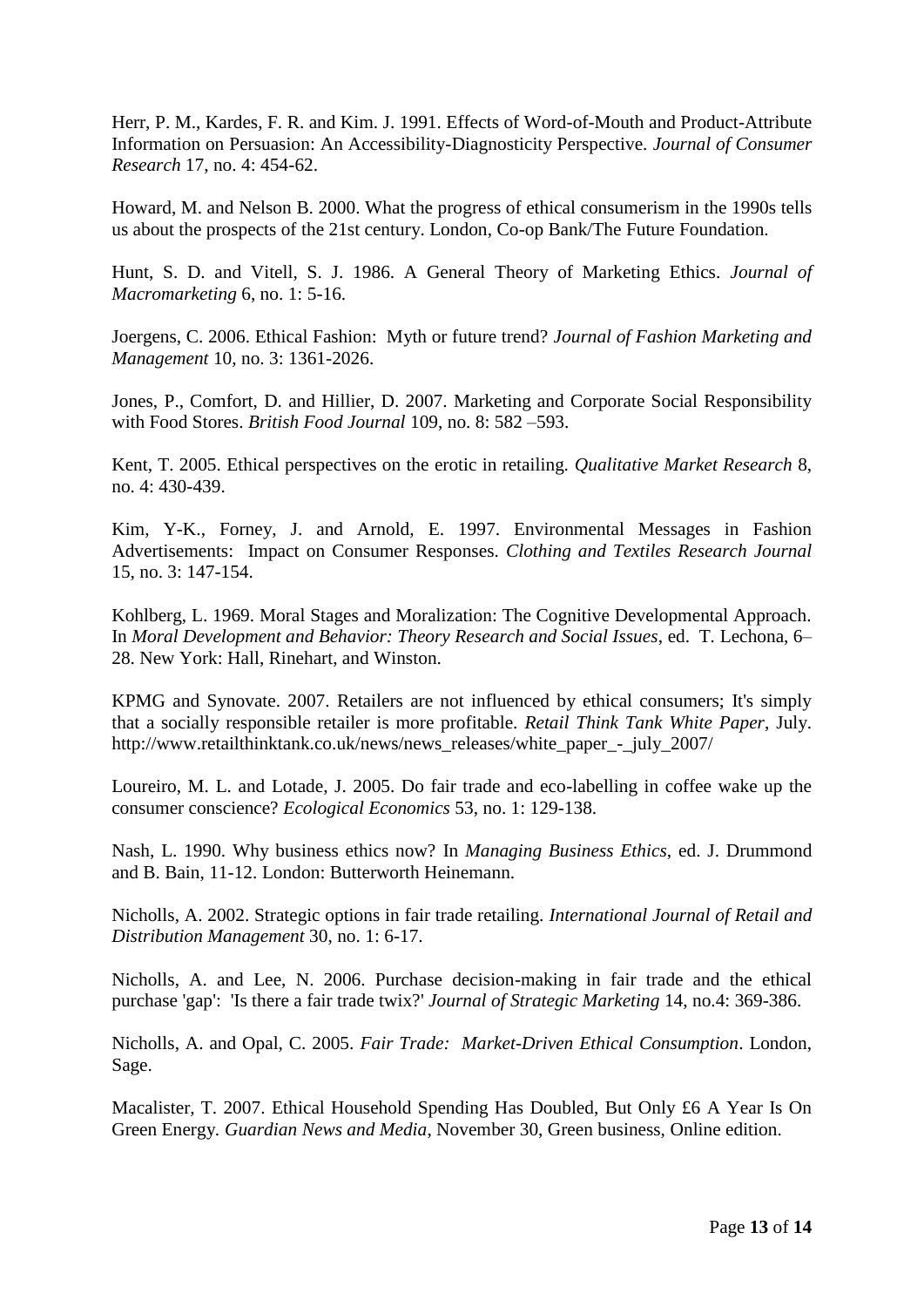Herr, P. M., Kardes, F. R. and Kim. J. 1991. Effects of Word-of-Mouth and Product-Attribute Information on Persuasion: An Accessibility-Diagnosticity Perspective. *Journal of Consumer Research* 17, no. 4: 454-62.

Howard, M. and Nelson B. 2000. What the progress of ethical consumerism in the 1990s tells us about the prospects of the 21st century. London, Co-op Bank/The Future Foundation.

Hunt, S. D. and Vitell, S. J. 1986. A General Theory of Marketing Ethics. *Journal of Macromarketing* 6, no. 1: 5-16.

Joergens, C. 2006. Ethical Fashion: Myth or future trend? *Journal of Fashion Marketing and Management* 10, no. 3: 1361-2026.

Jones, P., Comfort, D. and Hillier, D. 2007. Marketing and Corporate Social Responsibility with Food Stores. *British Food Journal* 109, no. 8: 582 –593.

Kent, T. 2005. Ethical perspectives on the erotic in retailing. *Qualitative Market Research* 8, no. 4: 430-439.

Kim, Y-K., Forney, J. and Arnold, E. 1997. Environmental Messages in Fashion Advertisements: Impact on Consumer Responses. *Clothing and Textiles Research Journal* 15, no. 3: 147-154.

Kohlberg, L. 1969. Moral Stages and Moralization: The Cognitive Developmental Approach. In *Moral Development and Behavior: Theory Research and Social Issues*, ed. T. Lechona, 6–28. New York: Hall, Rinehart, and Winston.

KPMG and Synovate. 2007. Retailers are not influenced by ethical consumers; It's simply that a socially responsible retailer is more profitable. *Retail Think Tank White Paper*, July. http://www.retailthinktank.co.uk/news/news_releases/white_paper_-_july_2007/

Loureiro, M. L. and Lotade, J. 2005. Do fair trade and eco-labelling in coffee wake up the consumer conscience? *Ecological Economics* 53, no. 1: 129-138.

Nash, L. 1990. Why business ethics now? In *Managing Business Ethics*, ed. J. Drummond and B. Bain, 11-12. London: Butterworth Heinemann.

Nicholls, A. 2002. Strategic options in fair trade retailing. *International Journal of Retail and Distribution Management* 30, no. 1: 6-17.

Nicholls, A. and Lee, N. 2006. Purchase decision-making in fair trade and the ethical purchase 'gap': 'Is there a fair trade twix?' *Journal of Strategic Marketing* 14, no.4: 369-386.

Nicholls, A. and Opal, C. 2005. *Fair Trade: Market-Driven Ethical Consumption*. London, Sage.

Macalister, T. 2007. Ethical Household Spending Has Doubled, But Only £6 A Year Is On Green Energy. *Guardian News and Media*, November 30, Green business, Online edition.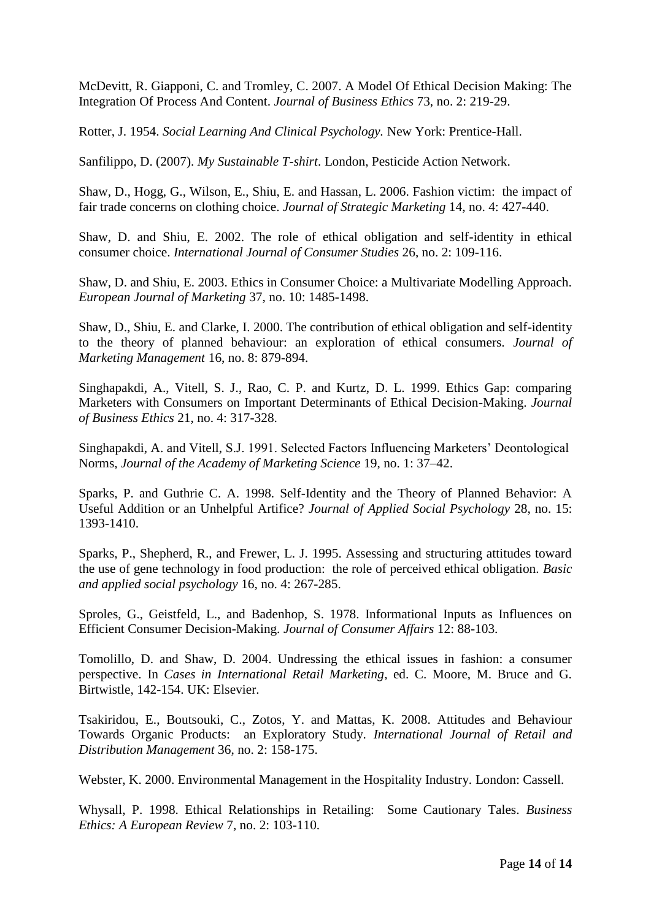McDevitt, R. Giapponi, C. and Tromley, C. 2007. A Model Of Ethical Decision Making: The Integration Of Process And Content. *Journal of Business Ethics* 73, no. 2: 219-29.

Rotter, J. 1954. *Social Learning And Clinical Psychology.* New York: Prentice-Hall.

Sanfilippo, D. (2007). *My Sustainable T-shirt*. London, Pesticide Action Network.

Shaw, D., Hogg, G., Wilson, E., Shiu, E. and Hassan, L. 2006. Fashion victim: the impact of fair trade concerns on clothing choice. *Journal of Strategic Marketing* 14, no. 4: 427-440.

Shaw, D. and Shiu, E. 2002. The role of ethical obligation and self-identity in ethical consumer choice. *International Journal of Consumer Studies* 26, no. 2: 109-116.

Shaw, D. and Shiu, E. 2003. Ethics in Consumer Choice: a Multivariate Modelling Approach. *European Journal of Marketing* 37, no. 10: 1485-1498.

Shaw, D., Shiu, E. and Clarke, I. 2000. The contribution of ethical obligation and self-identity to the theory of planned behaviour: an exploration of ethical consumers. *Journal of Marketing Management* 16, no. 8: 879-894.

Singhapakdi, A., Vitell, S. J., Rao, C. P. and Kurtz, D. L. 1999. Ethics Gap: comparing Marketers with Consumers on Important Determinants of Ethical Decision-Making. *Journal of Business Ethics* 21, no. 4: 317-328.

Singhapakdi, A. and Vitell, S.J. 1991. Selected Factors Influencing Marketers' Deontological Norms, *Journal of the Academy of Marketing Science* 19, no. 1: 37–42.

Sparks, P. and Guthrie C. A. 1998. Self-Identity and the Theory of Planned Behavior: A Useful Addition or an Unhelpful Artifice? *Journal of Applied Social Psychology* 28, no. 15: 1393-1410.

Sparks, P., Shepherd, R., and Frewer, L. J. 1995. Assessing and structuring attitudes toward the use of gene technology in food production: the role of perceived ethical obligation. *Basic and applied social psychology* 16, no. 4: 267-285.

Sproles, G., Geistfeld, L., and Badenhop, S. 1978. Informational Inputs as Influences on Efficient Consumer Decision-Making. *Journal of Consumer Affairs* 12: 88-103.

Tomolillo, D. and Shaw, D. 2004. Undressing the ethical issues in fashion: a consumer perspective. In *Cases in International Retail Marketing*, ed. C. Moore, M. Bruce and G. Birtwistle, 142-154. UK: Elsevier.

Tsakiridou, E., Boutsouki, C., Zotos, Y. and Mattas, K. 2008. Attitudes and Behaviour Towards Organic Products: an Exploratory Study. *International Journal of Retail and Distribution Management* 36, no. 2: 158-175.

Webster, K. 2000. Environmental Management in the Hospitality Industry. London: Cassell.

Whysall, P. 1998. Ethical Relationships in Retailing: Some Cautionary Tales. *Business Ethics: A European Review* 7, no. 2: 103-110.